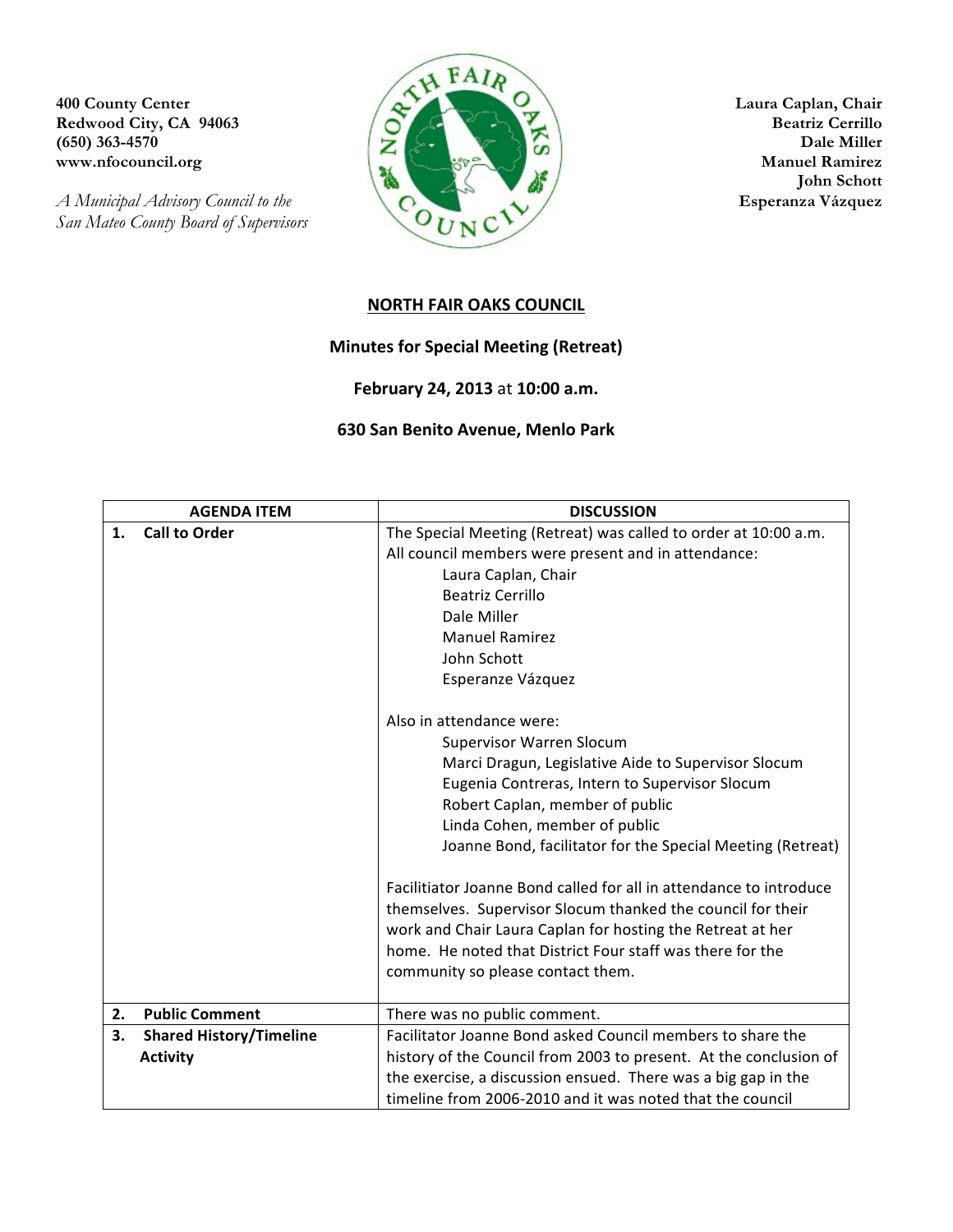400 County Center
Redwood City, CA 94063
(650) 363-4570
www.nfocouncil.org

*A Municipal Advisory Council to the San Mateo County Board of Supervisors*

**Laura Caplan, Chair**
**Beatriz Cerrillo**
**Dale Miller**
**Manuel Ramirez**
**John Schott**
**Esperanza Vázquez**

# NORTH FAIR OAKS COUNCIL

## Minutes for Special Meeting (Retreat)

**February 24, 2013** at **10:00 a.m.**

**630 San Benito Avenue, Menlo Park**

| AGENDA ITEM | DISCUSSION |
|---|---|
| **1. Call to Order** | The Special Meeting (Retreat) was called to order at 10:00 a.m. All council members were present and in attendance:<br>Laura Caplan, Chair<br>Beatriz Cerrillo<br>Dale Miller<br>Manuel Ramirez<br>John Schott<br>Esperanze Vázquez<br><br>Also in attendance were:<br>Supervisor Warren Slocum<br>Marci Dragun, Legislative Aide to Supervisor Slocum<br>Eugenia Contreras, Intern to Supervisor Slocum<br>Robert Caplan, member of public<br>Linda Cohen, member of public<br>Joanne Bond, facilitator for the Special Meeting (Retreat)<br><br>Facilitiator Joanne Bond called for all in attendance to introduce themselves. Supervisor Slocum thanked the council for their work and Chair Laura Caplan for hosting the Retreat at her home. He noted that District Four staff was there for the community so please contact them. |
| **2. Public Comment** | There was no public comment. |
| **3. Shared History/Timeline Activity** | Facilitator Joanne Bond asked Council members to share the history of the Council from 2003 to present. At the conclusion of the exercise, a discussion ensued. There was a big gap in the timeline from 2006-2010 and it was noted that the council |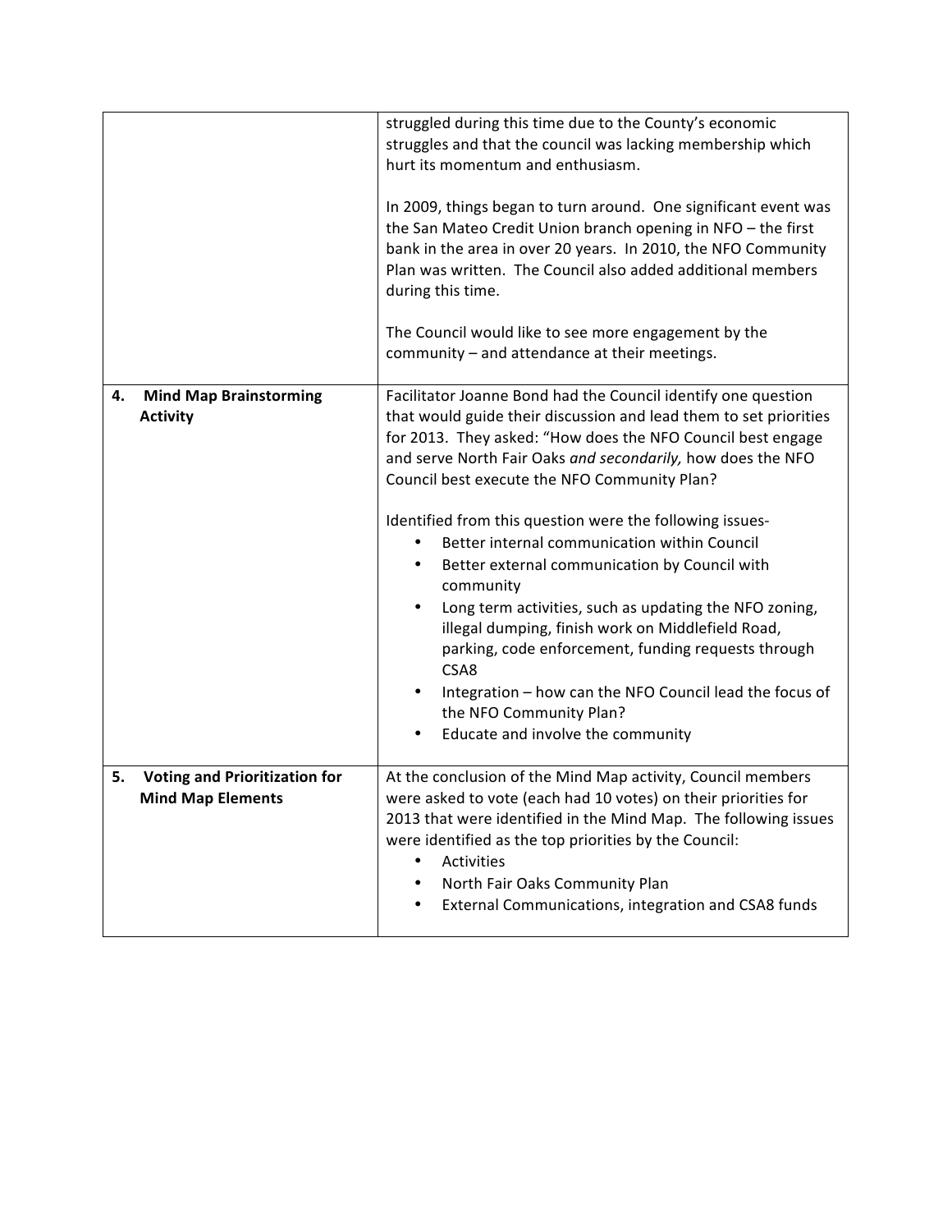| | |
|---|---|
| | struggled during this time due to the County's economic struggles and that the council was lacking membership which hurt its momentum and enthusiasm.<br><br>In 2009, things began to turn around. One significant event was the San Mateo Credit Union branch opening in NFO – the first bank in the area in over 20 years. In 2010, the NFO Community Plan was written. The Council also added additional members during this time.<br><br>The Council would like to see more engagement by the community – and attendance at their meetings. |
| **4. Mind Map Brainstorming Activity** | Facilitator Joanne Bond had the Council identify one question that would guide their discussion and lead them to set priorities for 2013. They asked: "How does the NFO Council best engage and serve North Fair Oaks *and secondarily,* how does the NFO Council best execute the NFO Community Plan?<br><br>Identified from this question were the following issues-<br>• Better internal communication within Council<br>• Better external communication by Council with community<br>• Long term activities, such as updating the NFO zoning, illegal dumping, finish work on Middlefield Road, parking, code enforcement, funding requests through CSA8<br>• Integration – how can the NFO Council lead the focus of the NFO Community Plan?<br>• Educate and involve the community |
| **5. Voting and Prioritization for Mind Map Elements** | At the conclusion of the Mind Map activity, Council members were asked to vote (each had 10 votes) on their priorities for 2013 that were identified in the Mind Map. The following issues were identified as the top priorities by the Council:<br>• Activities<br>• North Fair Oaks Community Plan<br>• External Communications, integration and CSA8 funds |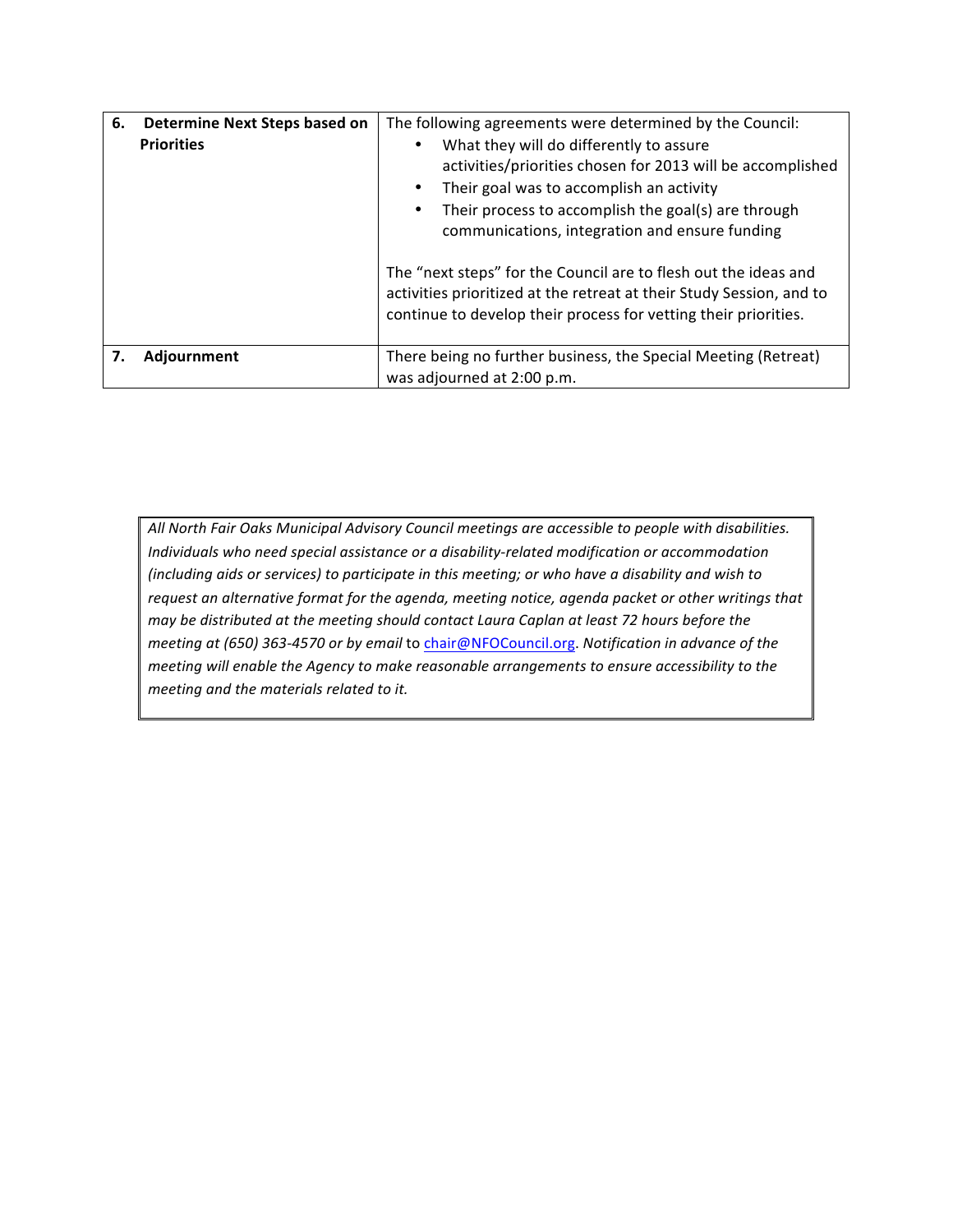| | |
|---|---|
| **6. Determine Next Steps based on Priorities** | The following agreements were determined by the Council:<br>• What they will do differently to assure activities/priorities chosen for 2013 will be accomplished<br>• Their goal was to accomplish an activity<br>• Their process to accomplish the goal(s) are through communications, integration and ensure funding<br><br>The "next steps" for the Council are to flesh out the ideas and activities prioritized at the retreat at their Study Session, and to continue to develop their process for vetting their priorities. |
| **7. Adjournment** | There being no further business, the Special Meeting (Retreat) was adjourned at 2:00 p.m. |

*All North Fair Oaks Municipal Advisory Council meetings are accessible to people with disabilities. Individuals who need special assistance or a disability-related modification or accommodation (including aids or services) to participate in this meeting; or who have a disability and wish to request an alternative format for the agenda, meeting notice, agenda packet or other writings that may be distributed at the meeting should contact Laura Caplan at least 72 hours before the meeting at (650) 363-4570 or by email* to chair@NFOCouncil.org. *Notification in advance of the meeting will enable the Agency to make reasonable arrangements to ensure accessibility to the meeting and the materials related to it.*